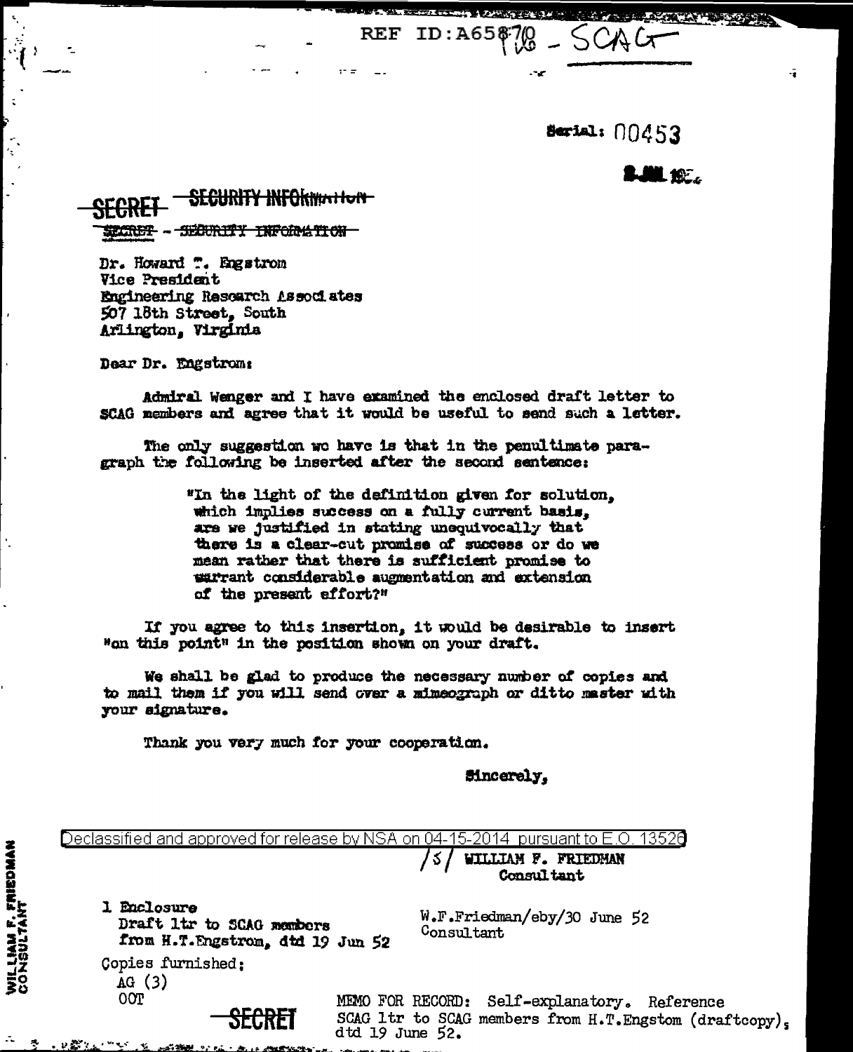REF ID:A65870 - SCAG

Serial: 00453

2 JUL 1952

SECRET ~~SECURITY INFORMATION~~

~~SECRET - SECURITY INFORMATION~~

Dr. Howard T. Engstrom
Vice President
Engineering Research Associates
507 18th Street, South
Arlington, Virginia

Dear Dr. Engstrom:

Admiral Wenger and I have examined the enclosed draft letter to SCAG members and agree that it would be useful to send such a letter.

The only suggestion we have is that in the penultimate paragraph the following be inserted after the second sentence:

> "In the light of the definition given for solution, which implies success on a fully current basis, are we justified in stating unequivocally that there is a clear-cut promise of success or do we mean rather that there is sufficient promise to warrant considerable augmentation and extension of the present effort?"

If you agree to this insertion, it would be desirable to insert "on this point" in the position shown on your draft.

We shall be glad to produce the necessary number of copies and to mail them if you will send over a mimeograph or ditto master with your signature.

Thank you very much for your cooperation.

Sincerely,

Declassified and approved for release by NSA on 04-15-2014 pursuant to E.O. 13526

/S/ WILLIAM F. FRIEDMAN
Consultant

1 Enclosure
Draft ltr to SCAG members from H.T.Engstrom, dtd 19 Jun 52

W.F.Friedman/eby/30 June 52
Consultant

Copies furnished:
AG (3)
OOT

MEMO FOR RECORD: Self-explanatory. Reference SCAG ltr to SCAG members from H.T.Engstom (draftcopy), dtd 19 June 52.

SECRET

WILLIAM F. FRIEDMAN
CONSULTANT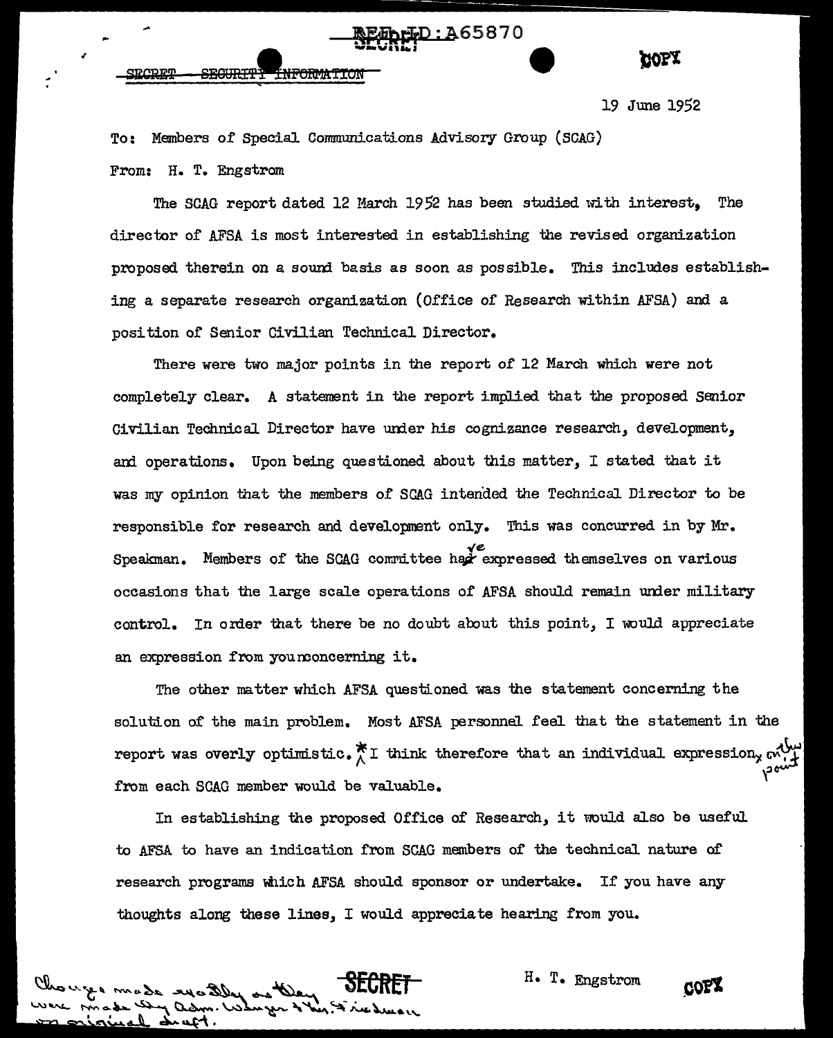REF ID:A65870

~~SECRET — SECURITY INFORMATION~~

COPY

19 June 1952

To: Members of Special Communications Advisory Group (SCAG)

From: H. T. Engstrom

The SCAG report dated 12 March 1952 has been studied with interest. The director of AFSA is most interested in establishing the revised organization proposed therein on a sound basis as soon as possible. This includes establishing a separate research organization (Office of Research within AFSA) and a position of Senior Civilian Technical Director.

There were two major points in the report of 12 March which were not completely clear. A statement in the report implied that the proposed Senior Civilian Technical Director have under his cognizance research, development, and operations. Upon being questioned about this matter, I stated that it was my opinion that the members of SCAG intended the Technical Director to be responsible for research and development only. This was concurred in by Mr. Speakman. Members of the SCAG committee have expressed themselves on various occasions that the large scale operations of AFSA should remain under military control. In order that there be no doubt about this point, I would appreciate an expression from you concerning it.

The other matter which AFSA questioned was the statement concerning the solution of the main problem. Most AFSA personnel feel that the statement in the report was overly optimistic. * I think therefore that an individual expression on this point from each SCAG member would be valuable.

In establishing the proposed Office of Research, it would also be useful to AFSA to have an indication from SCAG members of the technical nature of research programs which AFSA should sponsor or undertake. If you have any thoughts along these lines, I would appreciate hearing from you.

H. T. Engstrom

Changes made exactly as they were made by Adm. Wenger & Mr. Friedman on original draft.

SECRET

COPY